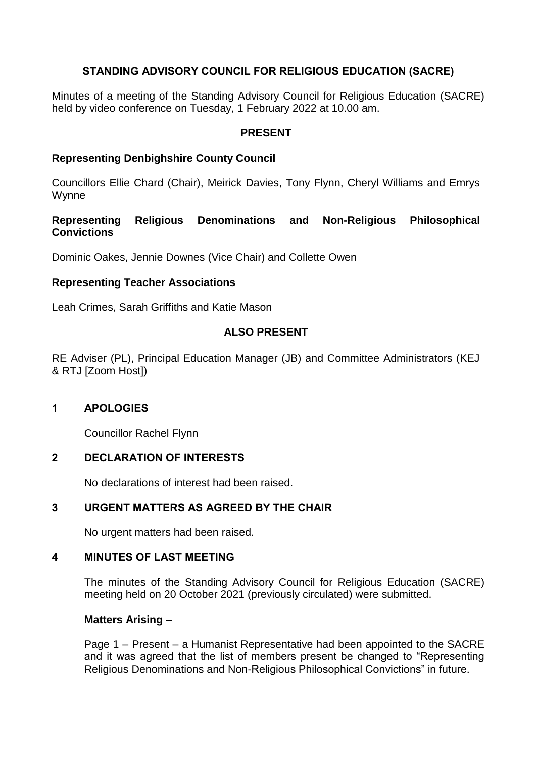# STANDING ADVISORY COUNCIL FOR RELIGIOUS EDUCATION (SACRE)

Minutes of a meeting of the Standing Advisory Council for Religious Education (SACRE) held by video conference on Tuesday, 1 February 2022 at 10.00 am.

## PRESENT

### Representing Denbighshire County Council

Councillors Ellie Chard (Chair), Meirick Davies, Tony Flynn, Cheryl Williams and Emrys Wynne

### Representing Religious Denominations and Non-Religious Philosophical Convictions

Dominic Oakes, Jennie Downes (Vice Chair) and Collette Owen

### Representing Teacher Associations

Leah Crimes, Sarah Griffiths and Katie Mason

## ALSO PRESENT

RE Adviser (PL), Principal Education Manager (JB) and Committee Administrators (KEJ & RTJ [Zoom Host])

## 1 APOLOGIES

Councillor Rachel Flynn

## 2 DECLARATION OF INTERESTS

No declarations of interest had been raised.

## 3 URGENT MATTERS AS AGREED BY THE CHAIR

No urgent matters had been raised.

## 4 MINUTES OF LAST MEETING

The minutes of the Standing Advisory Council for Religious Education (SACRE) meeting held on 20 October 2021 (previously circulated) were submitted.

**Matters Arising –**

Page 1 – Present – a Humanist Representative had been appointed to the SACRE and it was agreed that the list of members present be changed to "Representing Religious Denominations and Non-Religious Philosophical Convictions" in future.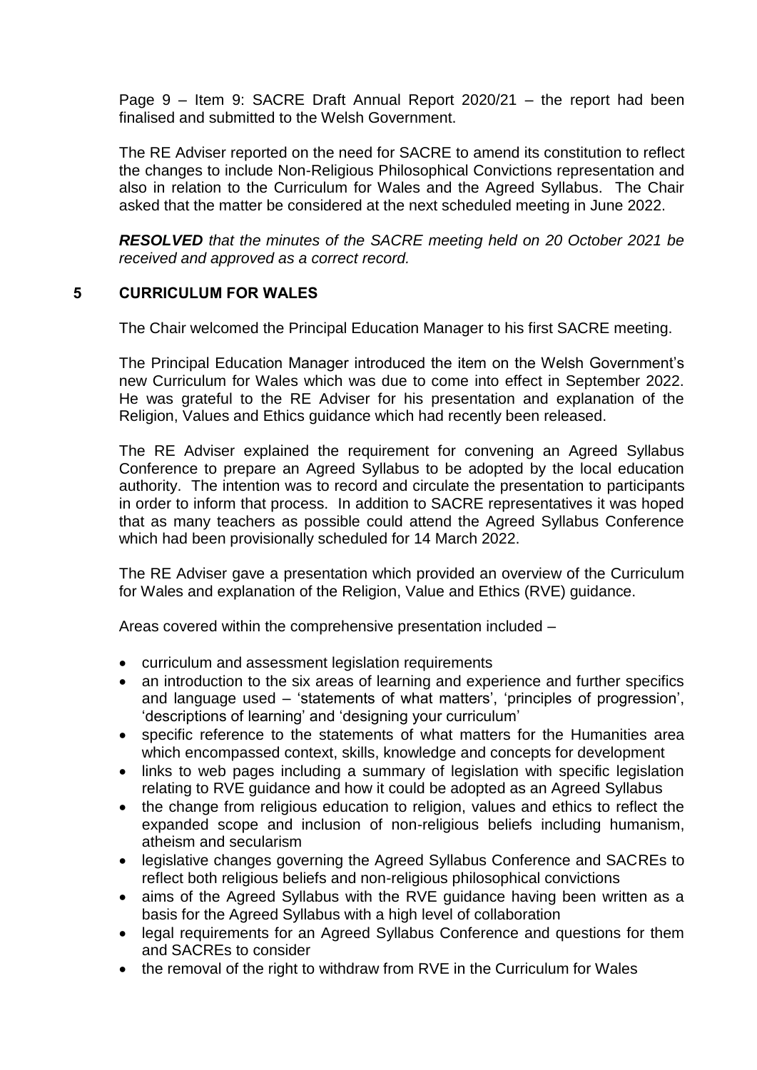Page 9 – Item 9: SACRE Draft Annual Report 2020/21 – the report had been finalised and submitted to the Welsh Government.

The RE Adviser reported on the need for SACRE to amend its constitution to reflect the changes to include Non-Religious Philosophical Convictions representation and also in relation to the Curriculum for Wales and the Agreed Syllabus. The Chair asked that the matter be considered at the next scheduled meeting in June 2022.

***RESOLVED** that the minutes of the SACRE meeting held on 20 October 2021 be received and approved as a correct record.*

## 5 CURRICULUM FOR WALES

The Chair welcomed the Principal Education Manager to his first SACRE meeting.

The Principal Education Manager introduced the item on the Welsh Government's new Curriculum for Wales which was due to come into effect in September 2022. He was grateful to the RE Adviser for his presentation and explanation of the Religion, Values and Ethics guidance which had recently been released.

The RE Adviser explained the requirement for convening an Agreed Syllabus Conference to prepare an Agreed Syllabus to be adopted by the local education authority. The intention was to record and circulate the presentation to participants in order to inform that process. In addition to SACRE representatives it was hoped that as many teachers as possible could attend the Agreed Syllabus Conference which had been provisionally scheduled for 14 March 2022.

The RE Adviser gave a presentation which provided an overview of the Curriculum for Wales and explanation of the Religion, Value and Ethics (RVE) guidance.

Areas covered within the comprehensive presentation included –

- curriculum and assessment legislation requirements
- an introduction to the six areas of learning and experience and further specifics and language used – 'statements of what matters', 'principles of progression', 'descriptions of learning' and 'designing your curriculum'
- specific reference to the statements of what matters for the Humanities area which encompassed context, skills, knowledge and concepts for development
- links to web pages including a summary of legislation with specific legislation relating to RVE guidance and how it could be adopted as an Agreed Syllabus
- the change from religious education to religion, values and ethics to reflect the expanded scope and inclusion of non-religious beliefs including humanism, atheism and secularism
- legislative changes governing the Agreed Syllabus Conference and SACREs to reflect both religious beliefs and non-religious philosophical convictions
- aims of the Agreed Syllabus with the RVE guidance having been written as a basis for the Agreed Syllabus with a high level of collaboration
- legal requirements for an Agreed Syllabus Conference and questions for them and SACREs to consider
- the removal of the right to withdraw from RVE in the Curriculum for Wales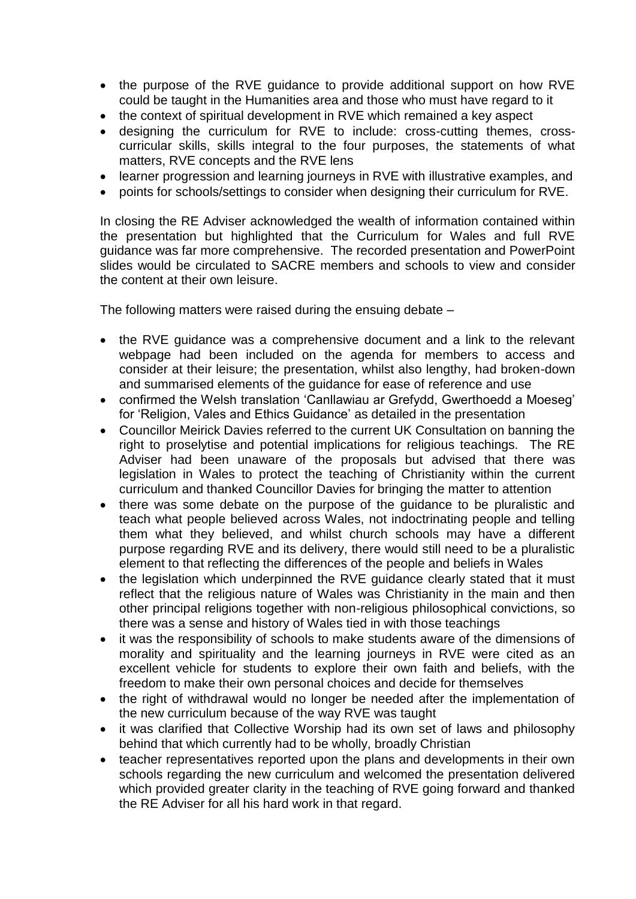- the purpose of the RVE guidance to provide additional support on how RVE could be taught in the Humanities area and those who must have regard to it
- the context of spiritual development in RVE which remained a key aspect
- designing the curriculum for RVE to include: cross-cutting themes, cross-curricular skills, skills integral to the four purposes, the statements of what matters, RVE concepts and the RVE lens
- learner progression and learning journeys in RVE with illustrative examples, and
- points for schools/settings to consider when designing their curriculum for RVE.

In closing the RE Adviser acknowledged the wealth of information contained within the presentation but highlighted that the Curriculum for Wales and full RVE guidance was far more comprehensive. The recorded presentation and PowerPoint slides would be circulated to SACRE members and schools to view and consider the content at their own leisure.

The following matters were raised during the ensuing debate –

- the RVE guidance was a comprehensive document and a link to the relevant webpage had been included on the agenda for members to access and consider at their leisure; the presentation, whilst also lengthy, had broken-down and summarised elements of the guidance for ease of reference and use
- confirmed the Welsh translation 'Canllawiau ar Grefydd, Gwerthoedd a Moeseg' for 'Religion, Vales and Ethics Guidance' as detailed in the presentation
- Councillor Meirick Davies referred to the current UK Consultation on banning the right to proselytise and potential implications for religious teachings. The RE Adviser had been unaware of the proposals but advised that there was legislation in Wales to protect the teaching of Christianity within the current curriculum and thanked Councillor Davies for bringing the matter to attention
- there was some debate on the purpose of the guidance to be pluralistic and teach what people believed across Wales, not indoctrinating people and telling them what they believed, and whilst church schools may have a different purpose regarding RVE and its delivery, there would still need to be a pluralistic element to that reflecting the differences of the people and beliefs in Wales
- the legislation which underpinned the RVE guidance clearly stated that it must reflect that the religious nature of Wales was Christianity in the main and then other principal religions together with non-religious philosophical convictions, so there was a sense and history of Wales tied in with those teachings
- it was the responsibility of schools to make students aware of the dimensions of morality and spirituality and the learning journeys in RVE were cited as an excellent vehicle for students to explore their own faith and beliefs, with the freedom to make their own personal choices and decide for themselves
- the right of withdrawal would no longer be needed after the implementation of the new curriculum because of the way RVE was taught
- it was clarified that Collective Worship had its own set of laws and philosophy behind that which currently had to be wholly, broadly Christian
- teacher representatives reported upon the plans and developments in their own schools regarding the new curriculum and welcomed the presentation delivered which provided greater clarity in the teaching of RVE going forward and thanked the RE Adviser for all his hard work in that regard.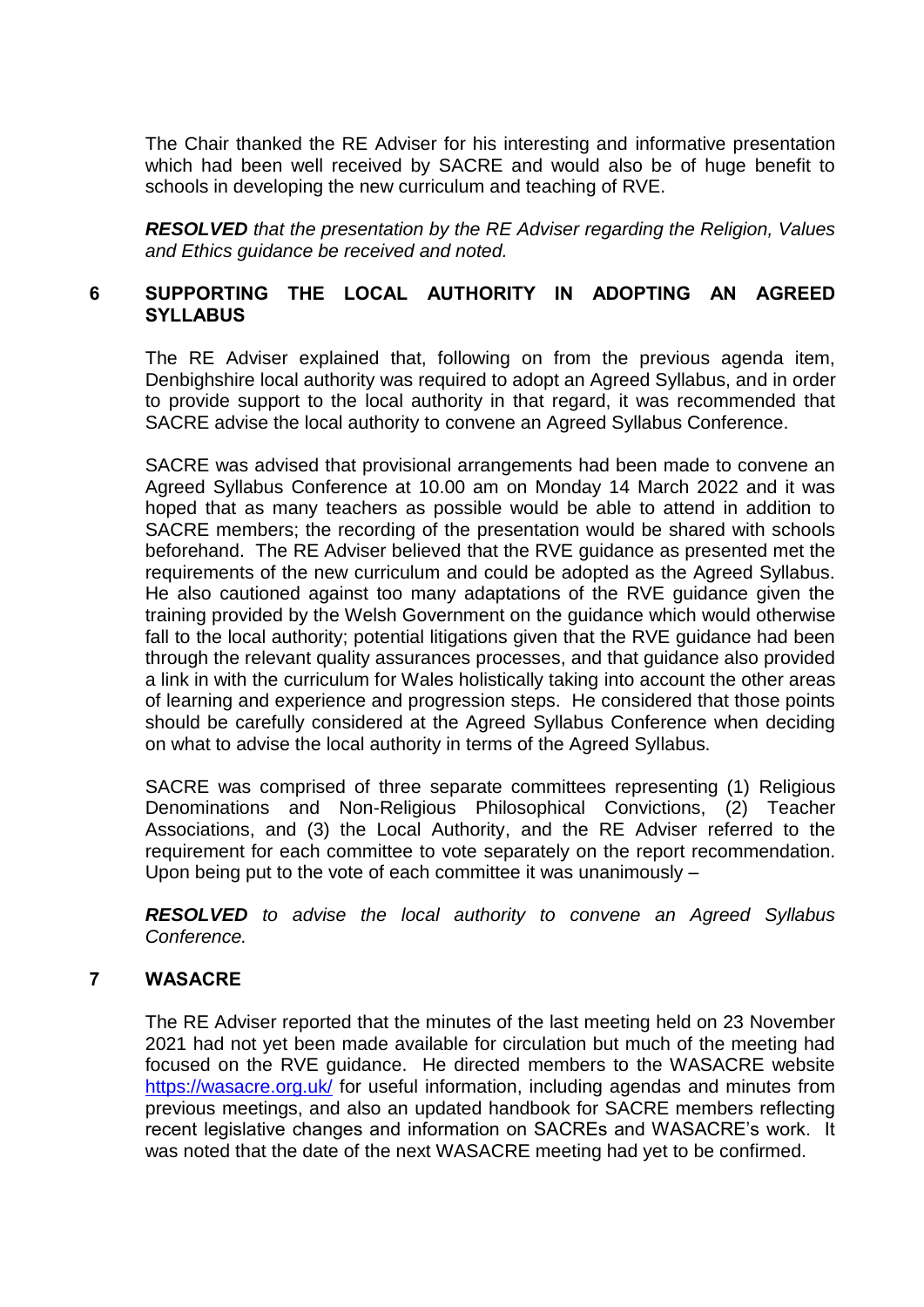The Chair thanked the RE Adviser for his interesting and informative presentation which had been well received by SACRE and would also be of huge benefit to schools in developing the new curriculum and teaching of RVE.

***RESOLVED** that the presentation by the RE Adviser regarding the Religion, Values and Ethics guidance be received and noted.*

## 6 SUPPORTING THE LOCAL AUTHORITY IN ADOPTING AN AGREED SYLLABUS

The RE Adviser explained that, following on from the previous agenda item, Denbighshire local authority was required to adopt an Agreed Syllabus, and in order to provide support to the local authority in that regard, it was recommended that SACRE advise the local authority to convene an Agreed Syllabus Conference.

SACRE was advised that provisional arrangements had been made to convene an Agreed Syllabus Conference at 10.00 am on Monday 14 March 2022 and it was hoped that as many teachers as possible would be able to attend in addition to SACRE members; the recording of the presentation would be shared with schools beforehand. The RE Adviser believed that the RVE guidance as presented met the requirements of the new curriculum and could be adopted as the Agreed Syllabus. He also cautioned against too many adaptations of the RVE guidance given the training provided by the Welsh Government on the guidance which would otherwise fall to the local authority; potential litigations given that the RVE guidance had been through the relevant quality assurances processes, and that guidance also provided a link in with the curriculum for Wales holistically taking into account the other areas of learning and experience and progression steps. He considered that those points should be carefully considered at the Agreed Syllabus Conference when deciding on what to advise the local authority in terms of the Agreed Syllabus.

SACRE was comprised of three separate committees representing (1) Religious Denominations and Non-Religious Philosophical Convictions, (2) Teacher Associations, and (3) the Local Authority, and the RE Adviser referred to the requirement for each committee to vote separately on the report recommendation. Upon being put to the vote of each committee it was unanimously –

***RESOLVED** to advise the local authority to convene an Agreed Syllabus Conference.*

## 7 WASACRE

The RE Adviser reported that the minutes of the last meeting held on 23 November 2021 had not yet been made available for circulation but much of the meeting had focused on the RVE guidance. He directed members to the WASACRE website https://wasacre.org.uk/ for useful information, including agendas and minutes from previous meetings, and also an updated handbook for SACRE members reflecting recent legislative changes and information on SACREs and WASACRE's work. It was noted that the date of the next WASACRE meeting had yet to be confirmed.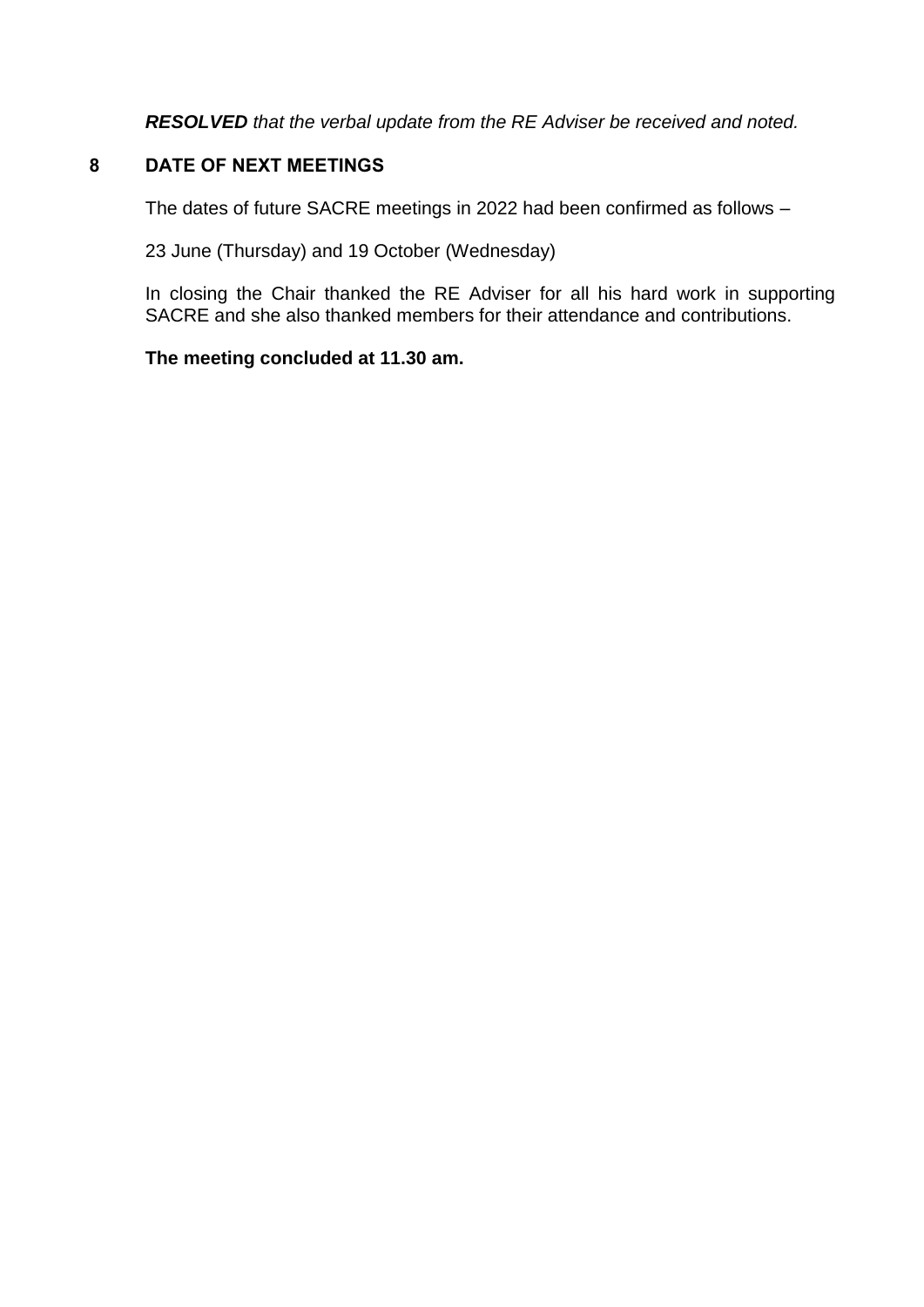***RESOLVED*** *that the verbal update from the RE Adviser be received and noted.*

## 8 DATE OF NEXT MEETINGS

The dates of future SACRE meetings in 2022 had been confirmed as follows –

23 June (Thursday) and 19 October (Wednesday)

In closing the Chair thanked the RE Adviser for all his hard work in supporting SACRE and she also thanked members for their attendance and contributions.

**The meeting concluded at 11.30 am.**